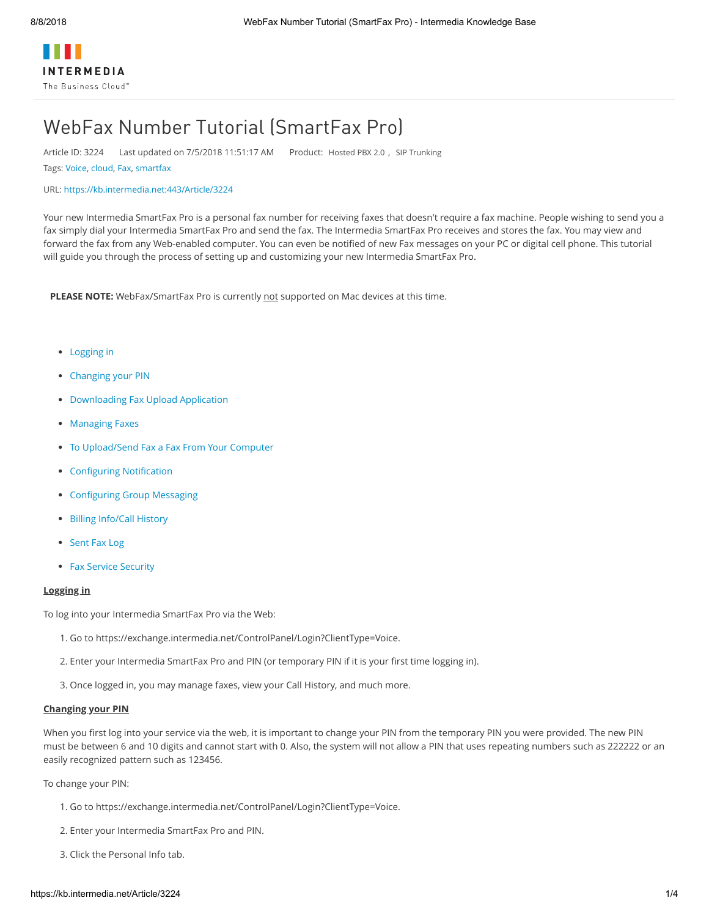# WebFax Number Tutorial (SmartFax Pro)

Article ID: 3224 Last updated on 7/5/2018 11:51:17 AM Product: Hosted PBX 2.0 , SIP Trunking

Tags: Voice, cloud, Fax, smartfax

URL: https://kb.intermedia.net:443/Article/3224

Your new Intermedia SmartFax Pro is a personal fax number for receiving faxes that doesn't require a fax machine. People wishing to send you a fax simply dial your Intermedia SmartFax Pro and send the fax. The Intermedia SmartFax Pro receives and stores the fax. You may view and forward the fax from any Web-enabled computer. You can even be notified of new Fax messages on your PC or digital cell phone. This tutorial will guide you through the process of setting up and customizing your new Intermedia SmartFax Pro.

**PLEASE NOTE:** WebFax/SmartFax Pro is currently not supported on Mac devices at this time.

- Logging in
- Changing your PIN
- Downloading Fax Upload Application
- Managing Faxes
- To Upload/Send Fax a Fax From Your Computer
- Configuring Notification
- Configuring Group Messaging
- Billing Info/Call History
- Sent Fax Log
- Fax Service Security

## Logging in

To log into your Intermedia SmartFax Pro via the Web:

1. Go to https://exchange.intermedia.net/ControlPanel/Login?ClientType=Voice.
2. Enter your Intermedia SmartFax Pro and PIN (or temporary PIN if it is your first time logging in).
3. Once logged in, you may manage faxes, view your Call History, and much more.

## Changing your PIN

When you first log into your service via the web, it is important to change your PIN from the temporary PIN you were provided. The new PIN must be between 6 and 10 digits and cannot start with 0. Also, the system will not allow a PIN that uses repeating numbers such as 222222 or an easily recognized pattern such as 123456.

To change your PIN:

1. Go to https://exchange.intermedia.net/ControlPanel/Login?ClientType=Voice.
2. Enter your Intermedia SmartFax Pro and PIN.
3. Click the Personal Info tab.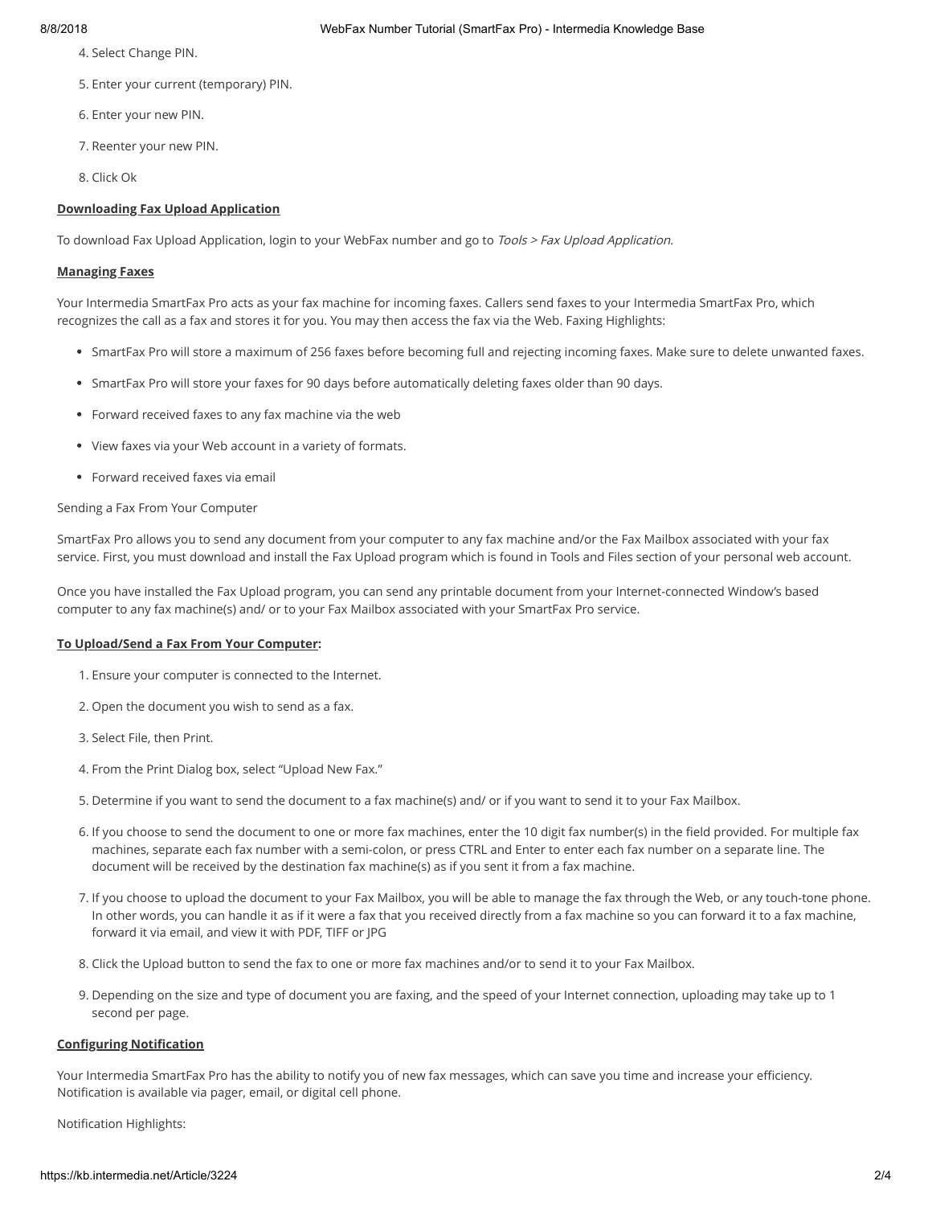4. Select Change PIN.

5. Enter your current (temporary) PIN.

6. Enter your new PIN.

7. Reenter your new PIN.

8. Click Ok

**Downloading Fax Upload Application**

To download Fax Upload Application, login to your WebFax number and go to *Tools > Fax Upload Application*.

**Managing Faxes**

Your Intermedia SmartFax Pro acts as your fax machine for incoming faxes. Callers send faxes to your Intermedia SmartFax Pro, which recognizes the call as a fax and stores it for you. You may then access the fax via the Web. Faxing Highlights:

- SmartFax Pro will store a maximum of 256 faxes before becoming full and rejecting incoming faxes. Make sure to delete unwanted faxes.
- SmartFax Pro will store your faxes for 90 days before automatically deleting faxes older than 90 days.
- Forward received faxes to any fax machine via the web
- View faxes via your Web account in a variety of formats.
- Forward received faxes via email

Sending a Fax From Your Computer

SmartFax Pro allows you to send any document from your computer to any fax machine and/or the Fax Mailbox associated with your fax service. First, you must download and install the Fax Upload program which is found in Tools and Files section of your personal web account.

Once you have installed the Fax Upload program, you can send any printable document from your Internet-connected Window's based computer to any fax machine(s) and/ or to your Fax Mailbox associated with your SmartFax Pro service.

**To Upload/Send a Fax From Your Computer:**

1. Ensure your computer is connected to the Internet.
2. Open the document you wish to send as a fax.
3. Select File, then Print.
4. From the Print Dialog box, select "Upload New Fax."
5. Determine if you want to send the document to a fax machine(s) and/ or if you want to send it to your Fax Mailbox.
6. If you choose to send the document to one or more fax machines, enter the 10 digit fax number(s) in the field provided. For multiple fax machines, separate each fax number with a semi-colon, or press CTRL and Enter to enter each fax number on a separate line. The document will be received by the destination fax machine(s) as if you sent it from a fax machine.
7. If you choose to upload the document to your Fax Mailbox, you will be able to manage the fax through the Web, or any touch-tone phone. In other words, you can handle it as if it were a fax that you received directly from a fax machine so you can forward it to a fax machine, forward it via email, and view it with PDF, TIFF or JPG
8. Click the Upload button to send the fax to one or more fax machines and/or to send it to your Fax Mailbox.
9. Depending on the size and type of document you are faxing, and the speed of your Internet connection, uploading may take up to 1 second per page.

**Configuring Notification**

Your Intermedia SmartFax Pro has the ability to notify you of new fax messages, which can save you time and increase your efficiency. Notification is available via pager, email, or digital cell phone.

Notification Highlights: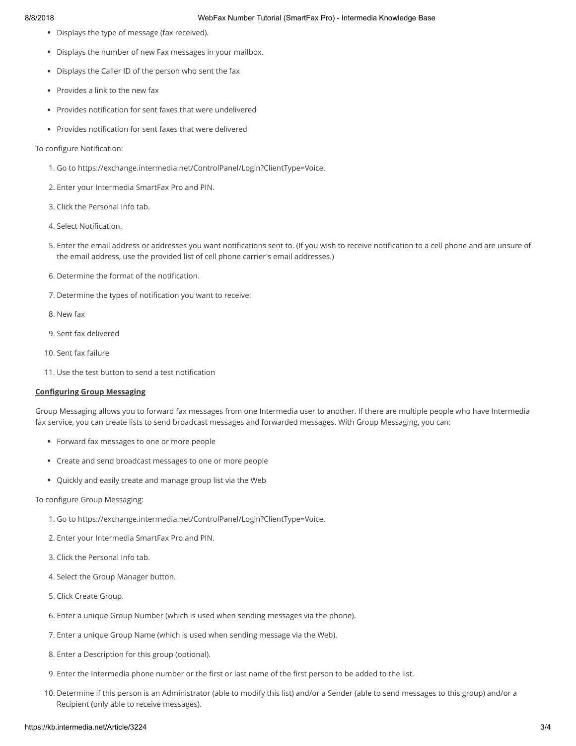- Displays the type of message (fax received).
- Displays the number of new Fax messages in your mailbox.
- Displays the Caller ID of the person who sent the fax
- Provides a link to the new fax
- Provides notification for sent faxes that were undelivered
- Provides notification for sent faxes that were delivered

To configure Notification:

1. Go to https://exchange.intermedia.net/ControlPanel/Login?ClientType=Voice.
2. Enter your Intermedia SmartFax Pro and PIN.
3. Click the Personal Info tab.
4. Select Notification.
5. Enter the email address or addresses you want notifications sent to. (If you wish to receive notification to a cell phone and are unsure of the email address, use the provided list of cell phone carrier's email addresses.)
6. Determine the format of the notification.
7. Determine the types of notification you want to receive:
8. New fax
9. Sent fax delivered
10. Sent fax failure
11. Use the test button to send a test notification

**Configuring Group Messaging**

Group Messaging allows you to forward fax messages from one Intermedia user to another. If there are multiple people who have Intermedia fax service, you can create lists to send broadcast messages and forwarded messages. With Group Messaging, you can:

- Forward fax messages to one or more people
- Create and send broadcast messages to one or more people
- Quickly and easily create and manage group list via the Web

To configure Group Messaging:

1. Go to https://exchange.intermedia.net/ControlPanel/Login?ClientType=Voice.
2. Enter your Intermedia SmartFax Pro and PIN.
3. Click the Personal Info tab.
4. Select the Group Manager button.
5. Click Create Group.
6. Enter a unique Group Number (which is used when sending messages via the phone).
7. Enter a unique Group Name (which is used when sending message via the Web).
8. Enter a Description for this group (optional).
9. Enter the Intermedia phone number or the first or last name of the first person to be added to the list.
10. Determine if this person is an Administrator (able to modify this list) and/or a Sender (able to send messages to this group) and/or a Recipient (only able to receive messages).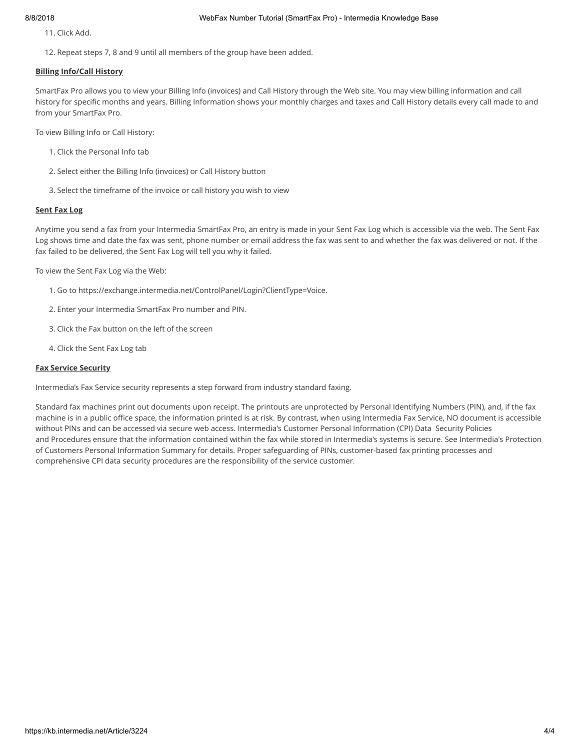11. Click Add.

12. Repeat steps 7, 8 and 9 until all members of the group have been added.

**Billing Info/Call History**

SmartFax Pro allows you to view your Billing Info (invoices) and Call History through the Web site. You may view billing information and call history for specific months and years. Billing Information shows your monthly charges and taxes and Call History details every call made to and from your SmartFax Pro.

To view Billing Info or Call History:

1. Click the Personal Info tab
2. Select either the Billing Info (invoices) or Call History button
3. Select the timeframe of the invoice or call history you wish to view

**Sent Fax Log**

Anytime you send a fax from your Intermedia SmartFax Pro, an entry is made in your Sent Fax Log which is accessible via the web. The Sent Fax Log shows time and date the fax was sent, phone number or email address the fax was sent to and whether the fax was delivered or not. If the fax failed to be delivered, the Sent Fax Log will tell you why it failed.

To view the Sent Fax Log via the Web:

1. Go to https://exchange.intermedia.net/ControlPanel/Login?ClientType=Voice.
2. Enter your Intermedia SmartFax Pro number and PIN.
3. Click the Fax button on the left of the screen
4. Click the Sent Fax Log tab

**Fax Service Security**

Intermedia's Fax Service security represents a step forward from industry standard faxing.

Standard fax machines print out documents upon receipt. The printouts are unprotected by Personal Identifying Numbers (PIN), and, if the fax machine is in a public office space, the information printed is at risk. By contrast, when using Intermedia Fax Service, NO document is accessible without PINs and can be accessed via secure web access. Intermedia's Customer Personal Information (CPI) Data Security Policies and Procedures ensure that the information contained within the fax while stored in Intermedia's systems is secure. See Intermedia's Protection of Customers Personal Information Summary for details. Proper safeguarding of PINs, customer-based fax printing processes and comprehensive CPI data security procedures are the responsibility of the service customer.